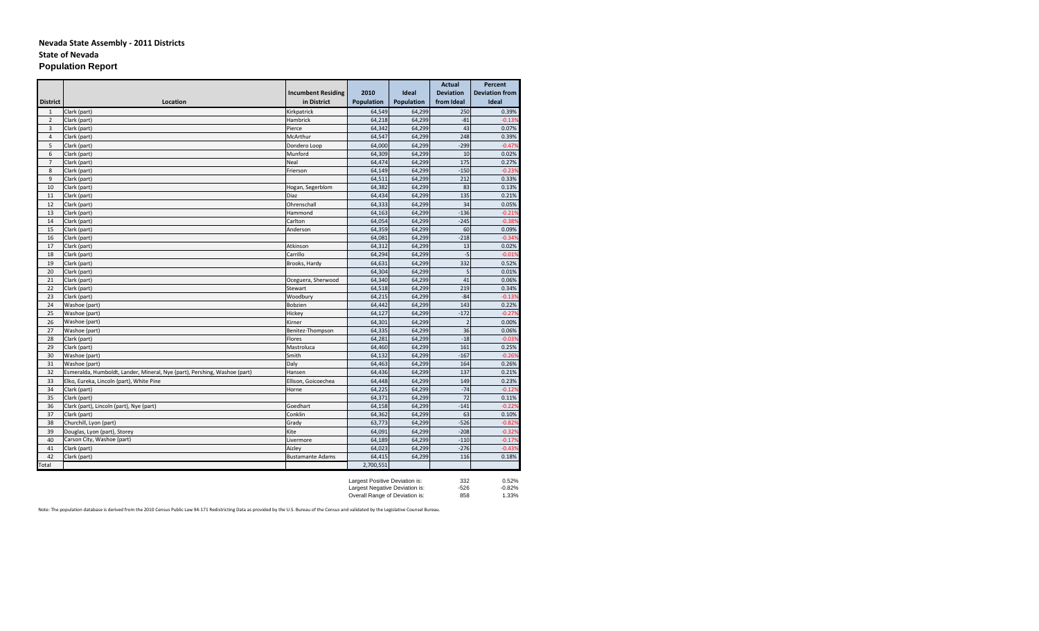**Nevada State Assembly - 2011 Districts**

**State of Nevada**

**Population Report**

| District | Location | Incumbent Residing in District | 2010 Population | Ideal Population | Actual Deviation from Ideal | Percent Deviation from Ideal |
|---|---|---|---|---|---|---|
| 1 | Clark (part) | Kirkpatrick | 64,549 | 64,299 | 250 | 0.39% |
| 2 | Clark (part) | Hambrick | 64,218 | 64,299 | -81 | -0.13% |
| 3 | Clark (part) | Pierce | 64,342 | 64,299 | 43 | 0.07% |
| 4 | Clark (part) | McArthur | 64,547 | 64,299 | 248 | 0.39% |
| 5 | Clark (part) | Dondero Loop | 64,000 | 64,299 | -299 | -0.47% |
| 6 | Clark (part) | Munford | 64,309 | 64,299 | 10 | 0.02% |
| 7 | Clark (part) | Neal | 64,474 | 64,299 | 175 | 0.27% |
| 8 | Clark (part) | Frierson | 64,149 | 64,299 | -150 | -0.23% |
| 9 | Clark (part) | | 64,511 | 64,299 | 212 | 0.33% |
| 10 | Clark (part) | Hogan, Segerblom | 64,382 | 64,299 | 83 | 0.13% |
| 11 | Clark (part) | Diaz | 64,434 | 64,299 | 135 | 0.21% |
| 12 | Clark (part) | Ohrenschall | 64,333 | 64,299 | 34 | 0.05% |
| 13 | Clark (part) | Hammond | 64,163 | 64,299 | -136 | -0.21% |
| 14 | Clark (part) | Carlton | 64,054 | 64,299 | -245 | -0.38% |
| 15 | Clark (part) | Anderson | 64,359 | 64,299 | 60 | 0.09% |
| 16 | Clark (part) | | 64,081 | 64,299 | -218 | -0.34% |
| 17 | Clark (part) | Atkinson | 64,312 | 64,299 | 13 | 0.02% |
| 18 | Clark (part) | Carrillo | 64,294 | 64,299 | -5 | -0.01% |
| 19 | Clark (part) | Brooks, Hardy | 64,631 | 64,299 | 332 | 0.52% |
| 20 | Clark (part) | | 64,304 | 64,299 | 5 | 0.01% |
| 21 | Clark (part) | Oceguera, Sherwood | 64,340 | 64,299 | 41 | 0.06% |
| 22 | Clark (part) | Stewart | 64,518 | 64,299 | 219 | 0.34% |
| 23 | Clark (part) | Woodbury | 64,215 | 64,299 | -84 | -0.13% |
| 24 | Washoe (part) | Bobzien | 64,442 | 64,299 | 143 | 0.22% |
| 25 | Washoe (part) | Hickey | 64,127 | 64,299 | -172 | -0.27% |
| 26 | Washoe (part) | Kirner | 64,301 | 64,299 | 2 | 0.00% |
| 27 | Washoe (part) | Benitez-Thompson | 64,335 | 64,299 | 36 | 0.06% |
| 28 | Clark (part) | Flores | 64,281 | 64,299 | -18 | -0.03% |
| 29 | Clark (part) | Mastroluca | 64,460 | 64,299 | 161 | 0.25% |
| 30 | Washoe (part) | Smith | 64,132 | 64,299 | -167 | -0.26% |
| 31 | Washoe (part) | Daly | 64,463 | 64,299 | 164 | 0.26% |
| 32 | Esmeralda, Humboldt, Lander, Mineral, Nye (part), Pershing, Washoe (part) | Hansen | 64,436 | 64,299 | 137 | 0.21% |
| 33 | Elko, Eureka, Lincoln (part), White Pine | Ellison, Goicoechea | 64,448 | 64,299 | 149 | 0.23% |
| 34 | Clark (part) | Horne | 64,225 | 64,299 | -74 | -0.12% |
| 35 | Clark (part) | | 64,371 | 64,299 | 72 | 0.11% |
| 36 | Clark (part), Lincoln (part), Nye (part) | Goedhart | 64,158 | 64,299 | -141 | -0.22% |
| 37 | Clark (part) | Conklin | 64,362 | 64,299 | 63 | 0.10% |
| 38 | Churchill, Lyon (part) | Grady | 63,773 | 64,299 | -526 | -0.82% |
| 39 | Douglas, Lyon (part), Storey | Kite | 64,091 | 64,299 | -208 | -0.32% |
| 40 | Carson City, Washoe (part) | Livermore | 64,189 | 64,299 | -110 | -0.17% |
| 41 | Clark (part) | Aizley | 64,023 | 64,299 | -276 | -0.43% |
| 42 | Clark (part) | Bustamante Adams | 64,415 | 64,299 | 116 | 0.18% |
| Total | | | 2,700,551 | | | |

| | | |
|---|---|---|
| Largest Positive Deviation is: | 332 | 0.52% |
| Largest Negative Deviation is: | -526 | -0.82% |
| Overall Range of Deviation is: | 858 | 1.33% |

Note: The population database is derived from the 2010 Census Public Law 94-171 Redistricting Data as provided by the U.S. Bureau of the Census and validated by the Legislative Counsel Bureau.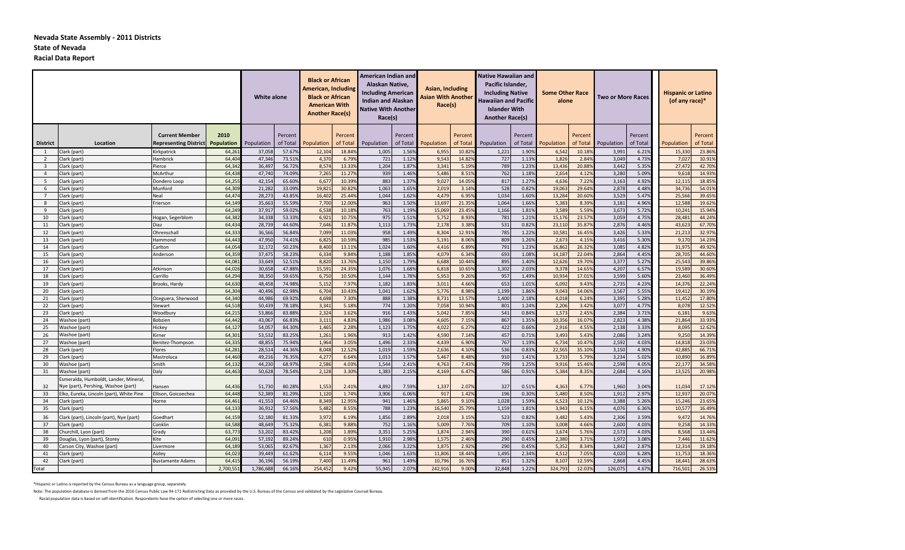# Nevada State Assembly - 2011 Districts
## State of Nevada
## Racial Data Report

| | | | | White alone | | Black or African American, Including Black or African American With Another Race(s) | | American Indian and Alaskan Native, Including American Indian and Alaskan Native With Another Race(s) | | Asian, Including Asian With Another Race(s) | | Native Hawaiian and Pacific Islander, Including Native Hawaiian and Pacific Islander With Another Race(s) | | Some Other Race alone | | Two or More Races | | Hispanic or Latino (of any race)* | |
|---|---|---|---|---|---|---|---|---|---|---|---|---|---|---|---|---|---|---|---|
| District | Location | Current Member Representing District | 2010 Population | Population | Percent of Total | Population | Percent of Total | Population | Percent of Total | Population | Percent of Total | Population | Percent of Total | Population | Percent of Total | Population | Percent of Total | Population | Percent of Total |
| 1 | Clark (part) | Kirkpatrick | 64,261 | 37,058 | 57.67% | 12,104 | 18.84% | 1,005 | 1.56% | 6,955 | 10.82% | 1,221 | 1.90% | 6,542 | 10.18% | 3,991 | 6.21% | 15,330 | 23.86% |
| 2 | Clark (part) | Hambrick | 64,404 | 47,346 | 73.51% | 4,370 | 6.79% | 721 | 1.12% | 9,543 | 14.82% | 727 | 1.13% | 1,826 | 2.84% | 3,049 | 4.73% | 7,027 | 10.91% |
| 3 | Clark (part) | Pierce | 64,342 | 36,497 | 56.72% | 8,574 | 13.33% | 1,204 | 1.87% | 3,341 | 5.19% | 789 | 1.23% | 13,436 | 20.88% | 3,442 | 5.35% | 27,472 | 42.70% |
| 4 | Clark (part) | McArthur | 64,438 | 47,740 | 74.09% | 7,265 | 11.27% | 939 | 1.46% | 5,486 | 8.51% | 762 | 1.18% | 2,654 | 4.12% | 3,280 | 5.09% | 9,618 | 14.93% |
| 5 | Clark (part) | Dondero Loop | 64,255 | 42,154 | 65.60% | 6,677 | 10.39% | 883 | 1.37% | 9,027 | 14.05% | 817 | 1.27% | 4,636 | 7.22% | 3,163 | 4.92% | 12,115 | 18.85% |
| 6 | Clark (part) | Munford | 64,309 | 21,282 | 33.09% | 19,821 | 30.82% | 1,063 | 1.65% | 2,019 | 3.14% | 528 | 0.82% | 19,063 | 29.64% | 2,878 | 4.48% | 34,736 | 54.01% |
| 7 | Clark (part) | Neal | 64,474 | 28,273 | 43.85% | 16,402 | 25.44% | 1,044 | 1.62% | 4,479 | 6.95% | 1,034 | 1.60% | 13,284 | 20.60% | 3,529 | 5.47% | 25,566 | 39.65% |
| 8 | Clark (part) | Frierson | 64,149 | 35,663 | 55.59% | 7,700 | 12.00% | 963 | 1.50% | 13,697 | 21.35% | 1,064 | 1.66% | 5,383 | 8.39% | 3,181 | 4.96% | 12,588 | 19.62% |
| 9 | Clark (part) | | 64,249 | 37,917 | 59.02% | 6,538 | 10.18% | 763 | 1.19% | 15,069 | 23.45% | 1,166 | 1.81% | 3,589 | 5.59% | 3,673 | 5.72% | 10,241 | 15.94% |
| 10 | Clark (part) | Hogan, Segerblom | 64,382 | 34,338 | 53.33% | 6,921 | 10.75% | 975 | 1.51% | 5,752 | 8.93% | 781 | 1.21% | 15,176 | 23.57% | 3,059 | 4.75% | 28,481 | 44.24% |
| 11 | Clark (part) | Diaz | 64,434 | 28,739 | 44.60% | 7,646 | 11.87% | 1,113 | 1.73% | 2,178 | 3.38% | 531 | 0.82% | 23,110 | 35.87% | 2,876 | 4.46% | 43,623 | 67.70% |
| 12 | Clark (part) | Ohrenschall | 64,333 | 36,566 | 56.84% | 7,099 | 11.03% | 958 | 1.49% | 8,304 | 12.91% | 785 | 1.22% | 10,581 | 16.45% | 3,426 | 5.33% | 21,213 | 32.97% |
| 13 | Clark (part) | Hammond | 64,443 | 47,950 | 74.41% | 6,825 | 10.59% | 985 | 1.53% | 5,191 | 8.06% | 809 | 1.26% | 2,673 | 4.15% | 3,416 | 5.30% | 9,170 | 14.23% |
| 14 | Clark (part) | Carlton | 64,054 | 32,172 | 50.23% | 8,400 | 13.11% | 1,024 | 1.60% | 4,416 | 6.89% | 791 | 1.23% | 16,862 | 26.32% | 3,085 | 4.82% | 31,975 | 49.92% |
| 15 | Clark (part) | Anderson | 64,359 | 37,475 | 58.23% | 6,334 | 9.84% | 1,188 | 1.85% | 4,079 | 6.34% | 693 | 1.08% | 14,187 | 22.04% | 2,864 | 4.45% | 28,705 | 44.60% |
| 16 | Clark (part) | | 64,081 | 33,649 | 52.51% | 8,820 | 13.76% | 1,150 | 1.79% | 6,688 | 10.44% | 895 | 1.40% | 12,626 | 19.70% | 3,377 | 5.27% | 25,543 | 39.86% |
| 17 | Clark (part) | Atkinson | 64,026 | 30,658 | 47.88% | 15,591 | 24.35% | 1,076 | 1.68% | 6,818 | 10.65% | 1,302 | 2.03% | 9,378 | 14.65% | 4,207 | 6.57% | 19,589 | 30.60% |
| 18 | Clark (part) | Carrillo | 64,294 | 38,350 | 59.65% | 6,750 | 10.50% | 1,144 | 1.78% | 5,953 | 9.26% | 957 | 1.49% | 10,934 | 17.01% | 3,599 | 5.60% | 23,460 | 36.49% |
| 19 | Clark (part) | Brooks, Hardy | 64,630 | 48,458 | 74.98% | 5,152 | 7.97% | 1,182 | 1.83% | 3,011 | 4.66% | 653 | 1.01% | 6,092 | 9.43% | 2,735 | 4.23% | 14,376 | 22.24% |
| 20 | Clark (part) | | 64,304 | 40,496 | 62.98% | 6,704 | 10.43% | 1,041 | 1.62% | 5,776 | 8.98% | 1,199 | 1.86% | 9,043 | 14.06% | 3,567 | 5.55% | 19,412 | 30.19% |
| 21 | Clark (part) | Oceguera, Sherwood | 64,340 | 44,986 | 69.92% | 4,698 | 7.30% | 888 | 1.38% | 8,731 | 13.57% | 1,400 | 2.18% | 4,018 | 6.24% | 3,395 | 5.28% | 11,452 | 17.80% |
| 22 | Clark (part) | Stewart | 64,518 | 50,439 | 78.18% | 3,341 | 5.18% | 774 | 1.20% | 7,058 | 10.94% | 801 | 1.24% | 2,206 | 3.42% | 3,077 | 4.77% | 8,078 | 12.52% |
| 23 | Clark (part) | Woodbury | 64,215 | 53,866 | 83.88% | 2,324 | 3.62% | 916 | 1.43% | 5,042 | 7.85% | 541 | 0.84% | 1,573 | 2.45% | 2,384 | 3.71% | 6,181 | 9.63% |
| 24 | Washoe (part) | Bobzien | 64,442 | 43,067 | 66.83% | 3,111 | 4.83% | 1,986 | 3.08% | 4,605 | 7.15% | 867 | 1.35% | 10,356 | 16.07% | 2,823 | 4.38% | 21,864 | 33.93% |
| 25 | Washoe (part) | Hickey | 64,127 | 54,057 | 84.30% | 1,465 | 2.28% | 1,123 | 1.75% | 4,022 | 6.27% | 422 | 0.66% | 2,916 | 4.55% | 2,138 | 3.33% | 8,095 | 12.62% |
| 26 | Washoe (part) | Kirner | 64,301 | 53,532 | 83.25% | 1,261 | 1.96% | 913 | 1.42% | 4,590 | 7.14% | 457 | 0.71% | 3,493 | 5.43% | 2,086 | 3.24% | 9,250 | 14.39% |
| 27 | Washoe (part) | Benitez-Thompson | 64,335 | 48,855 | 75.94% | 1,964 | 3.05% | 1,496 | 2.33% | 4,439 | 6.90% | 767 | 1.19% | 6,734 | 10.47% | 2,592 | 4.03% | 14,818 | 23.03% |
| 28 | Clark (part) | Flores | 64,281 | 28,514 | 44.36% | 8,048 | 12.52% | 1,019 | 1.59% | 2,636 | 4.10% | 536 | 0.83% | 22,565 | 35.10% | 3,150 | 4.90% | 42,885 | 66.71% |
| 29 | Clark (part) | Mastroluca | 64,460 | 49,216 | 76.35% | 4,277 | 6.64% | 1,013 | 1.57% | 5,467 | 8.48% | 910 | 1.41% | 3,733 | 5.79% | 3,234 | 5.02% | 10,890 | 16.89% |
| 30 | Washoe (part) | Smith | 64,132 | 44,230 | 68.97% | 2,586 | 4.03% | 1,544 | 2.41% | 4,763 | 7.43% | 799 | 1.25% | 9,916 | 15.46% | 2,598 | 4.05% | 22,177 | 34.58% |
| 31 | Washoe (part) | Daly | 64,463 | 50,628 | 78.54% | 2,128 | 3.30% | 1,383 | 2.15% | 4,169 | 6.47% | 586 | 0.91% | 5,384 | 8.35% | 2,684 | 4.16% | 13,525 | 20.98% |
| 32 | Esmeralda, Humboldt, Lander, Mineral, Nye (part), Pershing, Washoe (part) | Hansen | 64,436 | 51,730 | 80.28% | 1,553 | 2.41% | 4,892 | 7.59% | 1,337 | 2.07% | 327 | 0.51% | 4,363 | 6.77% | 1,960 | 3.04% | 11,034 | 17.12% |
| 33 | Elko, Eureka, Lincoln (part), White Pine | Ellison, Goicoechea | 64,448 | 52,389 | 81.29% | 1,120 | 1.74% | 3,906 | 6.06% | 917 | 1.42% | 196 | 0.30% | 5,480 | 8.50% | 1,912 | 2.97% | 12,937 | 20.07% |
| 34 | Clark (part) | Horne | 64,461 | 41,553 | 64.46% | 8,349 | 12.95% | 941 | 1.46% | 5,865 | 9.10% | 1,028 | 1.59% | 6,523 | 10.12% | 3,388 | 5.26% | 15,246 | 23.65% |
| 35 | Clark (part) | | 64,133 | 36,912 | 57.56% | 5,482 | 8.55% | 788 | 1.23% | 16,540 | 25.79% | 1,159 | 1.81% | 3,943 | 6.15% | 4,076 | 6.36% | 10,577 | 16.49% |
| 36 | Clark (part), Lincoln (part), Nye (part) | Goedhart | 64,159 | 52,180 | 81.33% | 3,972 | 6.19% | 1,856 | 2.89% | 2,018 | 3.15% | 523 | 0.82% | 3,482 | 5.43% | 2,306 | 3.59% | 9,472 | 14.76% |
| 37 | Clark (part) | Conklin | 64,588 | 48,649 | 75.32% | 6,381 | 9.88% | 752 | 1.16% | 5,009 | 7.76% | 709 | 1.10% | 3,008 | 4.66% | 2,600 | 4.03% | 9,258 | 14.33% |
| 38 | Churchill, Lyon (part) | Grady | 63,773 | 53,202 | 83.42% | 1,208 | 1.89% | 3,351 | 5.25% | 1,874 | 2.94% | 390 | 0.61% | 3,674 | 5.76% | 2,573 | 4.03% | 8,568 | 13.44% |
| 39 | Douglas, Lyon (part), Storey | Kite | 64,091 | 57,192 | 89.24% | 610 | 0.95% | 1,910 | 2.98% | 1,575 | 2.46% | 290 | 0.45% | 2,380 | 3.71% | 1,972 | 3.08% | 7,446 | 11.62% |
| 40 | Carson City, Washoe (part) | Livermore | 64,189 | 53,065 | 82.67% | 1,367 | 2.13% | 2,066 | 3.22% | 1,875 | 2.92% | 290 | 0.45% | 5,352 | 8.34% | 1,842 | 2.87% | 12,314 | 19.18% |
| 41 | Clark (part) | Aizley | 64,023 | 39,449 | 61.62% | 6,114 | 9.55% | 1,046 | 1.63% | 11,806 | 18.44% | 1,495 | 2.34% | 4,512 | 7.05% | 4,020 | 6.28% | 11,753 | 18.36% |
| 42 | Clark (part) | Bustamante Adams | 64,415 | 36,196 | 56.19% | 7,400 | 11.49% | 961 | 1.49% | 10,796 | 16.76% | 851 | 1.32% | 8,107 | 12.59% | 2,868 | 4.45% | 18,441 | 28.63% |
| Total | | | 2,700,551 | 1,786,688 | 66.16% | 254,452 | 9.42% | 55,945 | 2.07% | 242,916 | 9.00% | 32,848 | 1.22% | 324,793 | 12.03% | 126,075 | 4.67% | 716,501 | 26.53% |

*Hispanic or Latino is reported by the Census Bureau as a language group, separately.

Note: The population database is derived from the 2010 Census Public Law 94-171 Redistricting Data as provided by the U.S. Bureau of the Census and validated by the Legislative Counsel Bureau.

Racial population data is based on self-identification. Respondents have the option of selecting one or more races.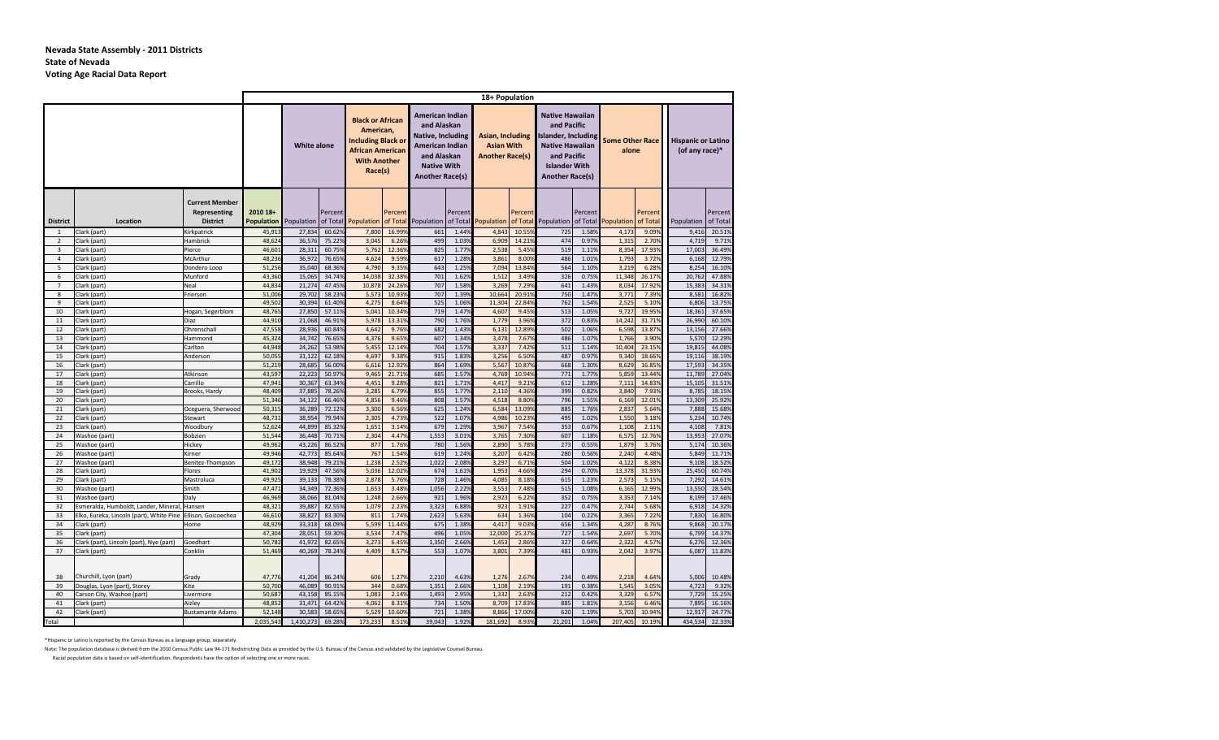**Nevada State Assembly - 2011 Districts**
**State of Nevada**
**Voting Age Racial Data Report**

| | | | 18+ Population | | | | | | | | | | | | | | | |
|---|---|---|---|---|---|---|---|---|---|---|---|---|---|---|---|---|---|---|
| | | | White alone | | Black or African American, Including Black or African American With Another Race(s) | | American Indian and Alaskan Native, Including American Indian and Alaskan Native With Another Race(s) | | Asian, Including Asian With Another Race(s) | | Native Hawaiian and Pacific Islander, Including Native Hawaiian and Pacific Islander With Another Race(s) | | Some Other Race alone | | Hispanic or Latino (of any race)* | |
| District | Location | Current Member Representing District | 2010 18+ Population | Population | Percent of Total | Population | Percent of Total | Population | Percent of Total | Population | Percent of Total | Population | Percent of Total | Population | Percent of Total | Population | Percent of Total |
| 1 | Clark (part) | Kirkpatrick | 45,913 | 27,834 | 60.62% | 7,800 | 16.99% | 661 | 1.44% | 4,843 | 10.55% | 725 | 1.58% | 4,173 | 9.09% | 9,416 | 20.51% |
| 2 | Clark (part) | Hambrick | 48,624 | 36,576 | 75.22% | 3,045 | 6.26% | 499 | 1.03% | 6,909 | 14.21% | 474 | 0.97% | 1,315 | 2.70% | 4,719 | 9.71% |
| 3 | Clark (part) | Pierce | 46,601 | 28,311 | 60.75% | 5,762 | 12.36% | 825 | 1.77% | 2,538 | 5.45% | 519 | 1.11% | 8,354 | 17.93% | 17,003 | 36.49% |
| 4 | Clark (part) | McArthur | 48,236 | 36,972 | 76.65% | 4,624 | 9.59% | 617 | 1.28% | 3,861 | 8.00% | 486 | 1.01% | 1,793 | 3.72% | 6,168 | 12.79% |
| 5 | Clark (part) | Dondero Loop | 51,256 | 35,040 | 68.36% | 4,790 | 9.35% | 643 | 1.25% | 7,094 | 13.84% | 564 | 1.10% | 3,219 | 6.28% | 8,254 | 16.10% |
| 6 | Clark (part) | Munford | 43,360 | 15,065 | 34.74% | 14,038 | 32.38% | 701 | 1.62% | 1,512 | 3.49% | 326 | 0.75% | 11,348 | 26.17% | 20,762 | 47.88% |
| 7 | Clark (part) | Neal | 44,834 | 21,274 | 47.45% | 10,878 | 24.26% | 707 | 1.58% | 3,269 | 7.29% | 641 | 1.43% | 8,034 | 17.92% | 15,383 | 34.31% |
| 8 | Clark (part) | Frierson | 51,006 | 29,702 | 58.23% | 5,573 | 10.93% | 707 | 1.39% | 10,664 | 20.91% | 750 | 1.47% | 3,771 | 7.39% | 8,581 | 16.82% |
| 9 | Clark (part) | | 49,502 | 30,394 | 61.40% | 4,275 | 8.64% | 525 | 1.06% | 11,304 | 22.84% | 762 | 1.54% | 2,525 | 5.10% | 6,806 | 13.75% |
| 10 | Clark (part) | Hogan, Segerblom | 48,765 | 27,850 | 57.11% | 5,041 | 10.34% | 719 | 1.47% | 4,607 | 9.45% | 513 | 1.05% | 9,727 | 19.95% | 18,361 | 37.65% |
| 11 | Clark (part) | Diaz | 44,910 | 21,068 | 46.91% | 5,978 | 13.31% | 790 | 1.76% | 1,779 | 3.96% | 372 | 0.83% | 14,242 | 31.71% | 26,990 | 60.10% |
| 12 | Clark (part) | Ohrenschall | 47,558 | 28,936 | 60.84% | 4,642 | 9.76% | 682 | 1.43% | 6,131 | 12.89% | 502 | 1.06% | 6,598 | 13.87% | 13,156 | 27.66% |
| 13 | Clark (part) | Hammond | 45,324 | 34,742 | 76.65% | 4,376 | 9.65% | 607 | 1.34% | 3,478 | 7.67% | 486 | 1.07% | 1,766 | 3.90% | 5,570 | 12.29% |
| 14 | Clark (part) | Carlton | 44,948 | 24,262 | 53.98% | 5,455 | 12.14% | 704 | 1.57% | 3,337 | 7.42% | 511 | 1.14% | 10,404 | 23.15% | 19,815 | 44.08% |
| 15 | Clark (part) | Anderson | 50,055 | 31,122 | 62.18% | 4,697 | 9.38% | 915 | 1.83% | 3,256 | 6.50% | 487 | 0.97% | 9,340 | 18.66% | 19,116 | 38.19% |
| 16 | Clark (part) | | 51,219 | 28,685 | 56.00% | 6,616 | 12.92% | 864 | 1.69% | 5,567 | 10.87% | 668 | 1.30% | 8,629 | 16.85% | 17,593 | 34.35% |
| 17 | Clark (part) | Atkinson | 43,597 | 22,223 | 50.97% | 9,465 | 21.71% | 685 | 1.57% | 4,769 | 10.94% | 771 | 1.77% | 5,859 | 13.44% | 11,789 | 27.04% |
| 18 | Clark (part) | Carrillo | 47,941 | 30,367 | 63.34% | 4,451 | 9.28% | 821 | 1.71% | 4,417 | 9.21% | 612 | 1.28% | 7,111 | 14.83% | 15,105 | 31.51% |
| 19 | Clark (part) | Brooks, Hardy | 48,409 | 37,885 | 78.26% | 3,285 | 6.79% | 855 | 1.77% | 2,110 | 4.36% | 399 | 0.82% | 3,840 | 7.93% | 8,785 | 18.15% |
| 20 | Clark (part) | | 51,346 | 34,122 | 66.46% | 4,856 | 9.46% | 808 | 1.57% | 4,518 | 8.80% | 796 | 1.55% | 6,169 | 12.01% | 13,309 | 25.92% |
| 21 | Clark (part) | Oceguera, Sherwood | 50,315 | 36,289 | 72.12% | 3,300 | 6.56% | 625 | 1.24% | 6,584 | 13.09% | 885 | 1.76% | 2,837 | 5.64% | 7,888 | 15.68% |
| 22 | Clark (part) | Stewart | 48,731 | 38,954 | 79.94% | 2,305 | 4.73% | 522 | 1.07% | 4,986 | 10.23% | 495 | 1.02% | 1,550 | 3.18% | 5,234 | 10.74% |
| 23 | Clark (part) | Woodbury | 52,624 | 44,899 | 85.32% | 1,651 | 3.14% | 679 | 1.29% | 3,967 | 7.54% | 353 | 0.67% | 1,108 | 2.11% | 4,108 | 7.81% |
| 24 | Washoe (part) | Bobzien | 51,544 | 36,448 | 70.71% | 2,304 | 4.47% | 1,553 | 3.01% | 3,765 | 7.30% | 607 | 1.18% | 6,575 | 12.76% | 13,953 | 27.07% |
| 25 | Washoe (part) | Hickey | 49,962 | 43,226 | 86.52% | 877 | 1.76% | 780 | 1.56% | 2,890 | 5.78% | 273 | 0.55% | 1,879 | 3.76% | 5,174 | 10.36% |
| 26 | Washoe (part) | Kirner | 49,946 | 42,773 | 85.64% | 767 | 1.54% | 619 | 1.24% | 3,207 | 6.42% | 280 | 0.56% | 2,240 | 4.48% | 5,849 | 11.71% |
| 27 | Washoe (part) | Benitez-Thompson | 49,172 | 38,948 | 79.21% | 1,238 | 2.52% | 1,022 | 2.08% | 3,297 | 6.71% | 504 | 1.02% | 4,122 | 8.38% | 9,108 | 18.52% |
| 28 | Clark (part) | Flores | 41,902 | 19,929 | 47.56% | 5,036 | 12.02% | 674 | 1.61% | 1,953 | 4.66% | 294 | 0.70% | 13,378 | 31.93% | 25,450 | 60.74% |
| 29 | Clark (part) | Mastroluca | 49,925 | 39,133 | 78.38% | 2,878 | 5.76% | 728 | 1.46% | 4,085 | 8.18% | 615 | 1.23% | 2,573 | 5.15% | 7,292 | 14.61% |
| 30 | Washoe (part) | Smith | 47,471 | 34,349 | 72.36% | 1,653 | 3.48% | 1,056 | 2.22% | 3,553 | 7.48% | 515 | 1.08% | 6,165 | 12.99% | 13,550 | 28.54% |
| 31 | Washoe (part) | Daly | 46,969 | 38,066 | 81.04% | 1,248 | 2.66% | 921 | 1.96% | 2,923 | 6.22% | 352 | 0.75% | 3,353 | 7.14% | 8,199 | 17.46% |
| 32 | Esmeralda, Humboldt, Lander, Mineral, | Hansen | 48,321 | 39,887 | 82.55% | 1,079 | 2.23% | 3,323 | 6.88% | 923 | 1.91% | 227 | 0.47% | 2,744 | 5.68% | 6,918 | 14.32% |
| 33 | Elko, Eureka, Lincoln (part), White Pine | Ellison, Goicoechea | 46,610 | 38,827 | 83.30% | 811 | 1.74% | 2,623 | 5.63% | 634 | 1.36% | 104 | 0.22% | 3,365 | 7.22% | 7,830 | 16.80% |
| 34 | Clark (part) | Horne | 48,929 | 33,318 | 68.09% | 5,599 | 11.44% | 675 | 1.38% | 4,417 | 9.03% | 656 | 1.34% | 4,287 | 8.76% | 9,868 | 20.17% |
| 35 | Clark (part) | | 47,304 | 28,051 | 59.30% | 3,534 | 7.47% | 496 | 1.05% | 12,000 | 25.37% | 727 | 1.54% | 2,697 | 5.70% | 6,799 | 14.37% |
| 36 | Clark (part), Lincoln (part), Nye (part) | Goedhart | 50,782 | 41,972 | 82.65% | 3,273 | 6.45% | 1,350 | 2.66% | 1,453 | 2.86% | 327 | 0.64% | 2,322 | 4.57% | 6,276 | 12.36% |
| 37 | Clark (part) | Conklin | 51,469 | 40,269 | 78.24% | 4,409 | 8.57% | 553 | 1.07% | 3,801 | 7.39% | 481 | 0.93% | 2,042 | 3.97% | 6,087 | 11.83% |
| 38 | Churchill, Lyon (part) | Grady | 47,776 | 41,204 | 86.24% | 606 | 1.27% | 2,210 | 4.63% | 1,276 | 2.67% | 234 | 0.49% | 2,218 | 4.64% | 5,006 | 10.48% |
| 39 | Douglas, Lyon (part), Storey | Kite | 50,700 | 46,089 | 90.91% | 344 | 0.68% | 1,351 | 2.66% | 1,108 | 2.19% | 191 | 0.38% | 1,545 | 3.05% | 4,723 | 9.32% |
| 40 | Carson City, Washoe (part) | Livermore | 50,687 | 43,158 | 85.15% | 1,083 | 2.14% | 1,493 | 2.95% | 1,332 | 2.63% | 212 | 0.42% | 3,329 | 6.57% | 7,729 | 15.25% |
| 41 | Clark (part) | Aizley | 48,852 | 31,471 | 64.42% | 4,062 | 8.31% | 734 | 1.50% | 8,709 | 17.83% | 885 | 1.81% | 3,156 | 6.46% | 7,895 | 16.16% |
| 42 | Clark (part) | Bustamante Adams | 52,148 | 30,583 | 58.65% | 5,529 | 10.60% | 721 | 1.38% | 8,866 | 17.00% | 620 | 1.19% | 5,703 | 10.94% | 12,917 | 24.77% |
| Total | | | 2,035,543 | 1,410,273 | 69.28% | 173,233 | 8.51% | 39,043 | 1.92% | 181,692 | 8.93% | 21,201 | 1.04% | 207,405 | 10.19% | 454,534 | 22.33% |

*Hispanic or Latino is reported by the Census Bureau as a language group, separately.

Note: The population database is derived from the 2010 Census Public Law 94-171 Redistricting Data as provided by the U.S. Bureau of the Census and validated by the Legislative Counsel Bureau.

Racial population data is based on self-identification. Respondents have the option of selecting one or more races.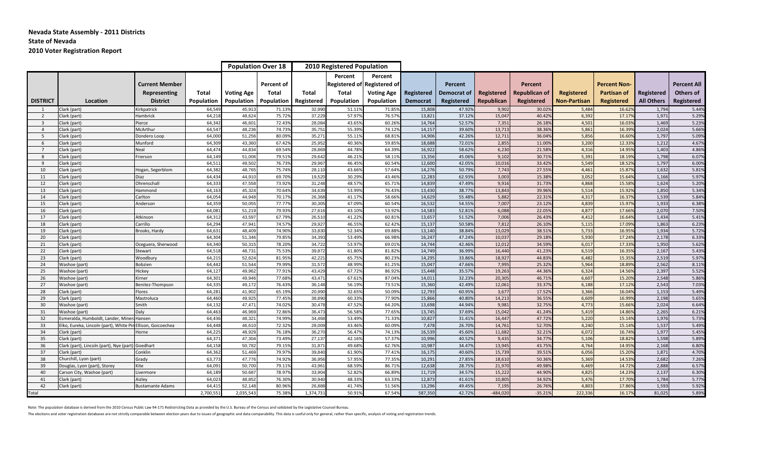# Nevada State Assembly - 2011 Districts

## State of Nevada

## 2010 Voter Registration Report

| | | | | Population Over 18 | | 2010 Registered Population | | | | | | | | | | |
|---|---|---|---|---|---|---|---|---|---|---|---|---|---|---|---|---|
| DISTRICT | Location | Current Member Representing District | Total Population | Voting Age Population | Percent of Total Population | Total Registered | Percent Registered of Total Population | Percent Registered of Voting Age Population | Registered Democrat | Percent Democrat of Registered | Registered Republican | Percent Republican of Registered | Registered Non-Partisan | Percent Non-Partisan of Registered | Registered All Others | Percent All Others of Registered |
| 1 | Clark (part) | Kirkpatrick | 64,549 | 45,913 | 71.13% | 32,990 | 51.11% | 71.85% | 15,808 | 47.92% | 9,902 | 30.02% | 5,484 | 16.62% | 1,794 | 5.44% |
| 2 | Clark (part) | Hambrick | 64,218 | 48,624 | 75.72% | 37,229 | 57.97% | 76.57% | 13,821 | 37.12% | 15,047 | 40.42% | 6,392 | 17.17% | 1,971 | 5.29% |
| 3 | Clark (part) | Pierce | 64,342 | 46,601 | 72.43% | 28,084 | 43.65% | 60.26% | 14,764 | 52.57% | 7,351 | 26.18% | 4,501 | 16.03% | 1,469 | 5.23% |
| 4 | Clark (part) | McArthur | 64,547 | 48,236 | 74.73% | 35,751 | 55.39% | 74.12% | 14,157 | 39.60% | 13,713 | 38.36% | 5,861 | 16.39% | 2,024 | 5.66% |
| 5 | Clark (part) | Dondero Loop | 64,000 | 51,256 | 80.09% | 35,271 | 55.11% | 68.81% | 14,906 | 42.26% | 12,711 | 36.04% | 5,856 | 16.60% | 1,797 | 5.09% |
| 6 | Clark (part) | Munford | 64,309 | 43,360 | 67.42% | 25,952 | 40.36% | 59.85% | 18,688 | 72.01% | 2,855 | 11.00% | 3,200 | 12.33% | 1,212 | 4.67% |
| 7 | Clark (part) | Neal | 64,474 | 44,834 | 69.54% | 28,869 | 44.78% | 64.39% | 16,922 | 58.62% | 6,230 | 21.58% | 4,316 | 14.95% | 1,403 | 4.86% |
| 8 | Clark (part) | Frierson | 64,149 | 51,006 | 79.51% | 29,642 | 46.21% | 58.11% | 13,356 | 45.06% | 9,102 | 30.71% | 5,391 | 18.19% | 1,798 | 6.07% |
| 9 | Clark (part) | | 64,511 | 49,502 | 76.73% | 29,967 | 46.45% | 60.54% | 12,600 | 42.05% | 10,016 | 33.42% | 5,549 | 18.52% | 1,797 | 6.00% |
| 10 | Clark (part) | Hogan, Segerblom | 64,382 | 48,765 | 75.74% | 28,110 | 43.66% | 57.64% | 14,276 | 50.79% | 7,743 | 27.55% | 4,461 | 15.87% | 1,632 | 5.81% |
| 11 | Clark (part) | Diaz | 64,434 | 44,910 | 69.70% | 19,520 | 30.29% | 43.46% | 12,283 | 62.93% | 3,003 | 15.38% | 3,052 | 15.64% | 1,166 | 5.97% |
| 12 | Clark (part) | Ohrenschall | 64,333 | 47,558 | 73.92% | 31,248 | 48.57% | 65.71% | 14,839 | 47.49% | 9,916 | 31.73% | 4,868 | 15.58% | 1,624 | 5.20% |
| 13 | Clark (part) | Hammond | 64,163 | 45,324 | 70.64% | 34,639 | 53.99% | 76.43% | 13,430 | 38.77% | 13,843 | 39.96% | 5,514 | 15.92% | 1,850 | 5.34% |
| 14 | Clark (part) | Carlton | 64,054 | 44,948 | 70.17% | 26,368 | 41.17% | 58.66% | 14,629 | 55.48% | 5,882 | 22.31% | 4,317 | 16.37% | 1,539 | 5.84% |
| 15 | Clark (part) | Anderson | 64,359 | 50,055 | 77.77% | 30,305 | 47.09% | 60.54% | 16,532 | 54.55% | 7,007 | 23.12% | 4,839 | 15.97% | 1,933 | 6.38% |
| 16 | Clark (part) | | 64,081 | 51,219 | 79.93% | 27,616 | 43.10% | 53.92% | 14,583 | 52.81% | 6,088 | 22.05% | 4,877 | 17.66% | 2,070 | 7.50% |
| 17 | Clark (part) | Atkinson | 64,312 | 43,597 | 67.79% | 26,510 | 41.22% | 60.81% | 13,657 | 51.52% | 7,006 | 26.43% | 4,412 | 16.64% | 1,434 | 5.41% |
| 18 | Clark (part) | Carrillo | 64,294 | 47,941 | 74.57% | 29,927 | 46.55% | 62.42% | 15,137 | 50.58% | 7,812 | 26.10% | 5,115 | 17.09% | 1,863 | 6.23% |
| 19 | Clark (part) | Brooks, Hardy | 64,631 | 48,409 | 74.90% | 33,830 | 52.34% | 69.88% | 13,140 | 38.84% | 13,029 | 38.51% | 5,733 | 16.95% | 1,934 | 5.72% |
| 20 | Clark (part) | | 64,304 | 51,346 | 79.85% | 34,393 | 53.49% | 66.98% | 16,247 | 47.24% | 10,037 | 29.18% | 5,930 | 17.24% | 2,178 | 6.33% |
| 21 | Clark (part) | Oceguera, Sherwood | 64,340 | 50,315 | 78.20% | 34,722 | 53.97% | 69.01% | 14,744 | 42.46% | 12,012 | 34.59% | 6,017 | 17.33% | 1,950 | 5.62% |
| 22 | Clark (part) | Stewart | 64,518 | 48,731 | 75.53% | 39,872 | 61.80% | 81.82% | 14,749 | 36.99% | 16,440 | 41.23% | 6,519 | 16.35% | 2,167 | 5.43% |
| 23 | Clark (part) | Woodbury | 64,215 | 52,624 | 81.95% | 42,221 | 65.75% | 80.23% | 14,295 | 33.86% | 18,927 | 44.83% | 6,482 | 15.35% | 2,519 | 5.97% |
| 24 | Washoe (part) | Bobzien | 64,442 | 51,544 | 79.99% | 31,572 | 48.99% | 61.25% | 15,047 | 47.66% | 7,995 | 25.32% | 5,964 | 18.89% | 2,562 | 8.11% |
| 25 | Washoe (part) | Hickey | 64,127 | 49,962 | 77.91% | 43,429 | 67.72% | 86.92% | 15,448 | 35.57% | 19,263 | 44.36% | 6,324 | 14.56% | 2,397 | 5.52% |
| 26 | Washoe (part) | Kirner | 64,301 | 49,946 | 77.68% | 43,471 | 67.61% | 87.04% | 14,011 | 32.23% | 20,305 | 46.71% | 6,607 | 15.20% | 2,548 | 5.86% |
| 27 | Washoe (part) | Benitez-Thompson | 64,335 | 49,172 | 76.43% | 36,148 | 56.19% | 73.51% | 15,360 | 42.49% | 12,061 | 33.37% | 6,188 | 17.12% | 2,543 | 7.03% |
| 28 | Clark (part) | Flores | 64,281 | 41,902 | 65.19% | 20,990 | 32.65% | 50.09% | 12,793 | 60.95% | 3,677 | 17.52% | 3,366 | 16.04% | 1,153 | 5.49% |
| 29 | Clark (part) | Mastroluca | 64,460 | 49,925 | 77.45% | 38,890 | 60.33% | 77.90% | 15,866 | 40.80% | 14,213 | 36.55% | 6,609 | 16.99% | 2,198 | 5.65% |
| 30 | Washoe (part) | Smith | 64,132 | 47,471 | 74.02% | 30,478 | 47.52% | 64.20% | 13,698 | 44.94% | 9,981 | 32.75% | 4,773 | 15.66% | 2,024 | 6.64% |
| 31 | Washoe (part) | Daly | 64,463 | 46,969 | 72.86% | 36,473 | 56.58% | 77.65% | 13,745 | 37.69% | 15,042 | 41.24% | 5,419 | 14.86% | 2,265 | 6.21% |
| 32 | Esmeralda, Humboldt, Lander, Minera | Hansen | 64,436 | 48,321 | 74.99% | 34,468 | 53.49% | 71.33% | 10,827 | 31.41% | 16,447 | 47.72% | 5,220 | 15.14% | 1,976 | 5.73% |
| 33 | Elko, Eureka, Lincoln (part), White Pin | Ellison, Goicoechea | 64,448 | 46,610 | 72.32% | 28,009 | 43.46% | 60.09% | 7,478 | 26.70% | 14,761 | 52.70% | 4,240 | 15.14% | 1,537 | 5.49% |
| 34 | Clark (part) | Horne | 64,225 | 48,929 | 76.18% | 36,270 | 56.47% | 74.13% | 16,539 | 45.60% | 11,682 | 32.21% | 6,072 | 16.74% | 1,977 | 5.45% |
| 35 | Clark (part) | | 64,371 | 47,304 | 73.49% | 27,137 | 42.16% | 57.37% | 10,996 | 40.52% | 9,435 | 34.77% | 5,106 | 18.82% | 1,598 | 5.89% |
| 36 | Clark (part), Lincoln (part), Nye (part) | Goedhart | 64,158 | 50,782 | 79.15% | 31,871 | 49.68% | 62.76% | 10,987 | 34.47% | 13,945 | 43.75% | 4,764 | 14.95% | 2,168 | 6.80% |
| 37 | Clark (part) | Conklin | 64,362 | 51,469 | 79.97% | 39,840 | 61.90% | 77.41% | 16,175 | 40.60% | 15,739 | 39.51% | 6,056 | 15.20% | 1,871 | 4.70% |
| 38 | Churchill, Lyon (part) | Grady | 63,773 | 47,776 | 74.92% | 36,956 | 57.95% | 77.35% | 10,291 | 27.85% | 18,610 | 50.36% | 5,369 | 14.53% | 2,682 | 7.26% |
| 39 | Douglas, Lyon (part), Storey | Kite | 64,091 | 50,700 | 79.11% | 43,961 | 68.59% | 86.71% | 12,638 | 28.75% | 21,970 | 49.98% | 6,469 | 14.72% | 2,888 | 6.57% |
| 40 | Carson City, Washoe (part) | Livermore | 64,189 | 50,687 | 78.97% | 33,904 | 52.82% | 66.89% | 11,719 | 34.57% | 15,222 | 44.90% | 4,825 | 14.23% | 2,137 | 6.30% |
| 41 | Clark (part) | Aizley | 64,023 | 48,852 | 76.30% | 30,940 | 48.33% | 63.33% | 12,873 | 41.61% | 10,805 | 34.92% | 5,476 | 17.70% | 1,784 | 5.77% |
| 42 | Clark (part) | Bustamante Adams | 64,415 | 52,148 | 80.96% | 26,888 | 41.74% | 51.56% | 13,296 | 49.45% | 7,195 | 26.76% | 4,803 | 17.86% | 1,593 | 5.92% |
| Total | | | 2,700,551 | 2,035,543 | 75.38% | 1,374,731 | 50.91% | 67.54% | 587,350 | 42.72% | -484,020 | -35.21% | 222,336 | 16.17% | 81,025 | 5.89% |

Note: The population database is derived from the 2010 Census Public Law 94-171 Redistricting Data as provided by the U.S. Bureau of the Census and validated by the Legislative Counsel Bureau.

The elections and voter registration databases are not strictly comparable between election years due to issues of geographic and data comparability. This data is useful only for general, rather than specific, analysis of voting and registration trends.